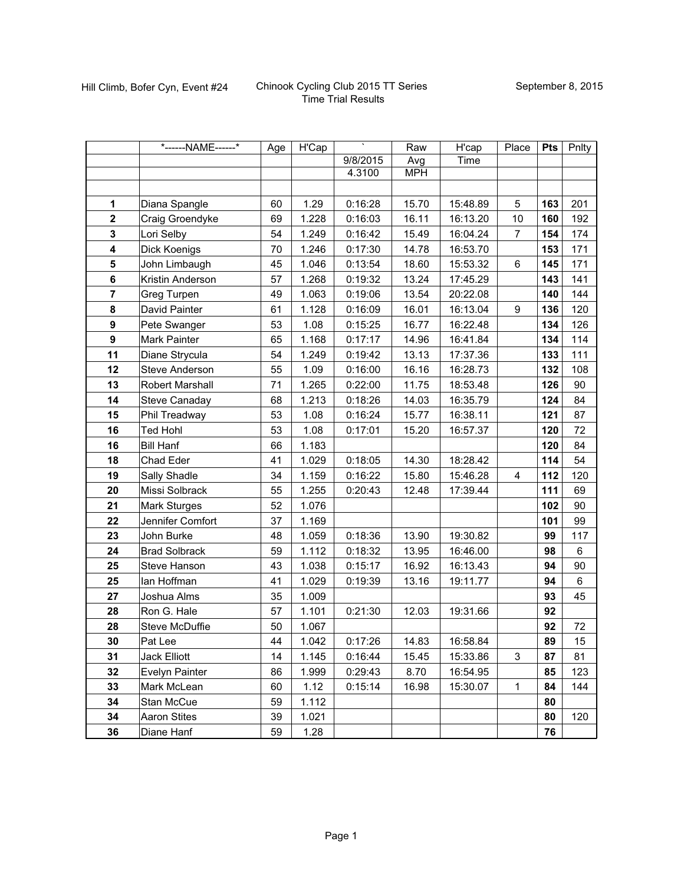Hill Climb, Bofer Cyn, Event #24

Chinook Cycling Club 2015 TT Series
Time Trial Results

September 8, 2015

| | *------NAME------* | Age | H'Cap | ` | Raw | H'cap | Place | Pts | Pnlty |
|---|---|---|---|---|---|---|---|---|---|
| | | | | 9/8/2015 | Avg | Time | | | |
| | | | | 4.3100 | MPH | | | | |
| | | | | | | | | | |
| **1** | Diana Spangle | 60 | 1.29 | 0:16:28 | 15.70 | 15:48.89 | 5 | **163** | 201 |
| **2** | Craig Groendyke | 69 | 1.228 | 0:16:03 | 16.11 | 16:13.20 | 10 | **160** | 192 |
| **3** | Lori Selby | 54 | 1.249 | 0:16:42 | 15.49 | 16:04.24 | 7 | **154** | 174 |
| **4** | Dick Koenigs | 70 | 1.246 | 0:17:30 | 14.78 | 16:53.70 | | **153** | 171 |
| **5** | John Limbaugh | 45 | 1.046 | 0:13:54 | 18.60 | 15:53.32 | 6 | **145** | 171 |
| **6** | Kristin Anderson | 57 | 1.268 | 0:19:32 | 13.24 | 17:45.29 | | **143** | 141 |
| **7** | Greg Turpen | 49 | 1.063 | 0:19:06 | 13.54 | 20:22.08 | | **140** | 144 |
| **8** | David Painter | 61 | 1.128 | 0:16:09 | 16.01 | 16:13.04 | 9 | **136** | 120 |
| **9** | Pete Swanger | 53 | 1.08 | 0:15:25 | 16.77 | 16:22.48 | | **134** | 126 |
| **9** | Mark Painter | 65 | 1.168 | 0:17:17 | 14.96 | 16:41.84 | | **134** | 114 |
| **11** | Diane Strycula | 54 | 1.249 | 0:19:42 | 13.13 | 17:37.36 | | **133** | 111 |
| **12** | Steve Anderson | 55 | 1.09 | 0:16:00 | 16.16 | 16:28.73 | | **132** | 108 |
| **13** | Robert Marshall | 71 | 1.265 | 0:22:00 | 11.75 | 18:53.48 | | **126** | 90 |
| **14** | Steve Canaday | 68 | 1.213 | 0:18:26 | 14.03 | 16:35.79 | | **124** | 84 |
| **15** | Phil Treadway | 53 | 1.08 | 0:16:24 | 15.77 | 16:38.11 | | **121** | 87 |
| **16** | Ted Hohl | 53 | 1.08 | 0:17:01 | 15.20 | 16:57.37 | | **120** | 72 |
| **16** | Bill Hanf | 66 | 1.183 | | | | | **120** | 84 |
| **18** | Chad Eder | 41 | 1.029 | 0:18:05 | 14.30 | 18:28.42 | | **114** | 54 |
| **19** | Sally Shadle | 34 | 1.159 | 0:16:22 | 15.80 | 15:46.28 | 4 | **112** | 120 |
| **20** | Missi Solbrack | 55 | 1.255 | 0:20:43 | 12.48 | 17:39.44 | | **111** | 69 |
| **21** | Mark Sturges | 52 | 1.076 | | | | | **102** | 90 |
| **22** | Jennifer Comfort | 37 | 1.169 | | | | | **101** | 99 |
| **23** | John Burke | 48 | 1.059 | 0:18:36 | 13.90 | 19:30.82 | | **99** | 117 |
| **24** | Brad Solbrack | 59 | 1.112 | 0:18:32 | 13.95 | 16:46.00 | | **98** | 6 |
| **25** | Steve Hanson | 43 | 1.038 | 0:15:17 | 16.92 | 16:13.43 | | **94** | 90 |
| **25** | Ian Hoffman | 41 | 1.029 | 0:19:39 | 13.16 | 19:11.77 | | **94** | 6 |
| **27** | Joshua Alms | 35 | 1.009 | | | | | **93** | 45 |
| **28** | Ron G. Hale | 57 | 1.101 | 0:21:30 | 12.03 | 19:31.66 | | **92** | |
| **28** | Steve McDuffie | 50 | 1.067 | | | | | **92** | 72 |
| **30** | Pat Lee | 44 | 1.042 | 0:17:26 | 14.83 | 16:58.84 | | **89** | 15 |
| **31** | Jack Elliott | 14 | 1.145 | 0:16:44 | 15.45 | 15:33.86 | 3 | **87** | 81 |
| **32** | Evelyn Painter | 86 | 1.999 | 0:29:43 | 8.70 | 16:54.95 | | **85** | 123 |
| **33** | Mark McLean | 60 | 1.12 | 0:15:14 | 16.98 | 15:30.07 | 1 | **84** | 144 |
| **34** | Stan McCue | 59 | 1.112 | | | | | **80** | |
| **34** | Aaron Stites | 39 | 1.021 | | | | | **80** | 120 |
| **36** | Diane Hanf | 59 | 1.28 | | | | | **76** | |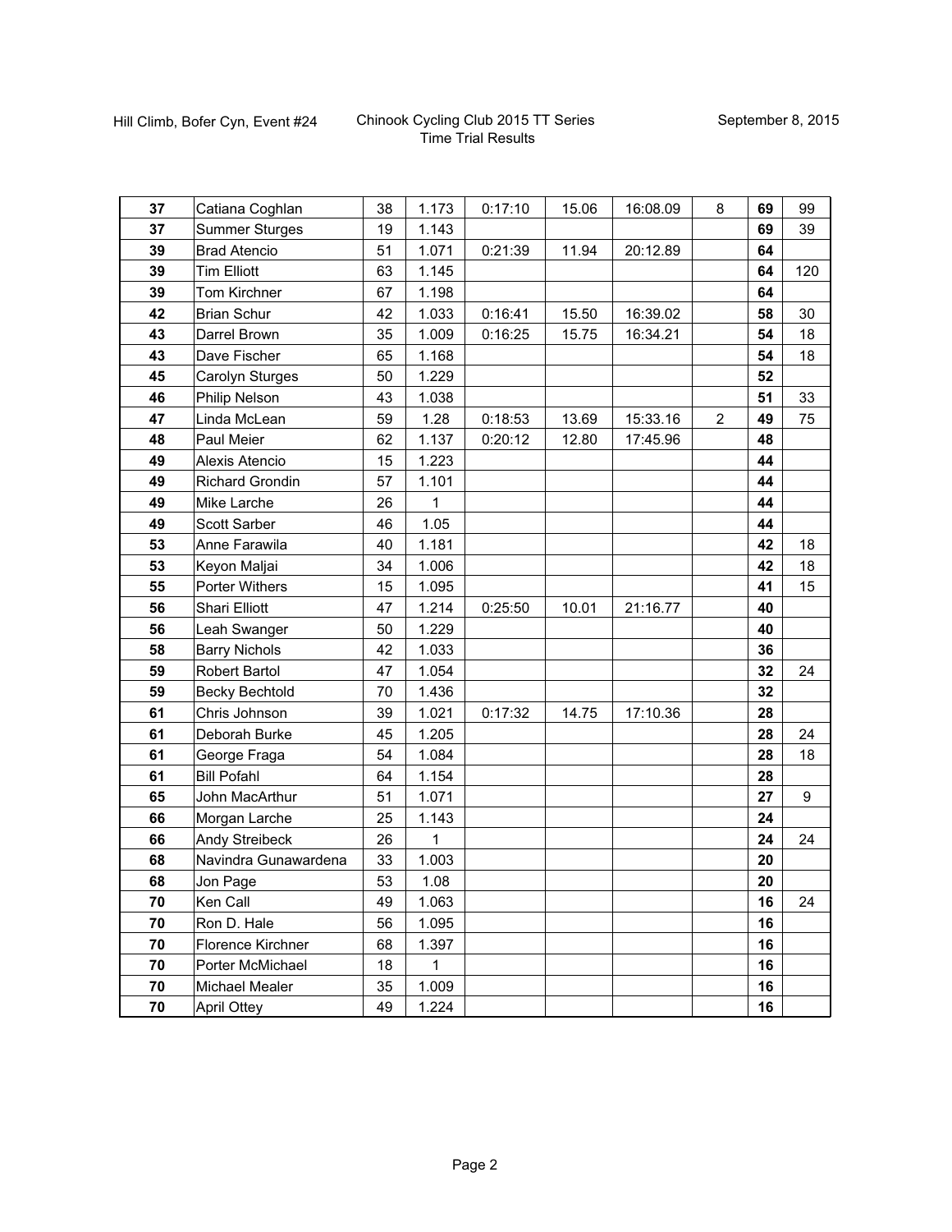Hill Climb, Bofer Cyn, Event #24

Chinook Cycling Club 2015 TT Series
Time Trial Results

September 8, 2015

| | | | | | | | | | |
|---|---|---|---|---|---|---|---|---|---|
| 37 | Catiana Coghlan | 38 | 1.173 | 0:17:10 | 15.06 | 16:08.09 | 8 | **69** | 99 |
| 37 | Summer Sturges | 19 | 1.143 | | | | | **69** | 39 |
| 39 | Brad Atencio | 51 | 1.071 | 0:21:39 | 11.94 | 20:12.89 | | **64** | |
| 39 | Tim Elliott | 63 | 1.145 | | | | | **64** | 120 |
| 39 | Tom Kirchner | 67 | 1.198 | | | | | **64** | |
| 42 | Brian Schur | 42 | 1.033 | 0:16:41 | 15.50 | 16:39.02 | | **58** | 30 |
| 43 | Darrel Brown | 35 | 1.009 | 0:16:25 | 15.75 | 16:34.21 | | **54** | 18 |
| 43 | Dave Fischer | 65 | 1.168 | | | | | **54** | 18 |
| 45 | Carolyn Sturges | 50 | 1.229 | | | | | **52** | |
| 46 | Philip Nelson | 43 | 1.038 | | | | | **51** | 33 |
| 47 | Linda McLean | 59 | 1.28 | 0:18:53 | 13.69 | 15:33.16 | 2 | **49** | 75 |
| 48 | Paul Meier | 62 | 1.137 | 0:20:12 | 12.80 | 17:45.96 | | **48** | |
| 49 | Alexis Atencio | 15 | 1.223 | | | | | **44** | |
| 49 | Richard Grondin | 57 | 1.101 | | | | | **44** | |
| 49 | Mike Larche | 26 | 1 | | | | | **44** | |
| 49 | Scott Sarber | 46 | 1.05 | | | | | **44** | |
| 53 | Anne Farawila | 40 | 1.181 | | | | | **42** | 18 |
| 53 | Keyon Maljai | 34 | 1.006 | | | | | **42** | 18 |
| 55 | Porter Withers | 15 | 1.095 | | | | | **41** | 15 |
| 56 | Shari Elliott | 47 | 1.214 | 0:25:50 | 10.01 | 21:16.77 | | **40** | |
| 56 | Leah Swanger | 50 | 1.229 | | | | | **40** | |
| 58 | Barry Nichols | 42 | 1.033 | | | | | **36** | |
| 59 | Robert Bartol | 47 | 1.054 | | | | | **32** | 24 |
| 59 | Becky Bechtold | 70 | 1.436 | | | | | **32** | |
| 61 | Chris Johnson | 39 | 1.021 | 0:17:32 | 14.75 | 17:10.36 | | **28** | |
| 61 | Deborah Burke | 45 | 1.205 | | | | | **28** | 24 |
| 61 | George Fraga | 54 | 1.084 | | | | | **28** | 18 |
| 61 | Bill Pofahl | 64 | 1.154 | | | | | **28** | |
| 65 | John MacArthur | 51 | 1.071 | | | | | **27** | 9 |
| 66 | Morgan Larche | 25 | 1.143 | | | | | **24** | |
| 66 | Andy Streibeck | 26 | 1 | | | | | **24** | 24 |
| 68 | Navindra Gunawardena | 33 | 1.003 | | | | | **20** | |
| 68 | Jon Page | 53 | 1.08 | | | | | **20** | |
| 70 | Ken Call | 49 | 1.063 | | | | | **16** | 24 |
| 70 | Ron D. Hale | 56 | 1.095 | | | | | **16** | |
| 70 | Florence Kirchner | 68 | 1.397 | | | | | **16** | |
| 70 | Porter McMichael | 18 | 1 | | | | | **16** | |
| 70 | Michael Mealer | 35 | 1.009 | | | | | **16** | |
| 70 | April Ottey | 49 | 1.224 | | | | | **16** | |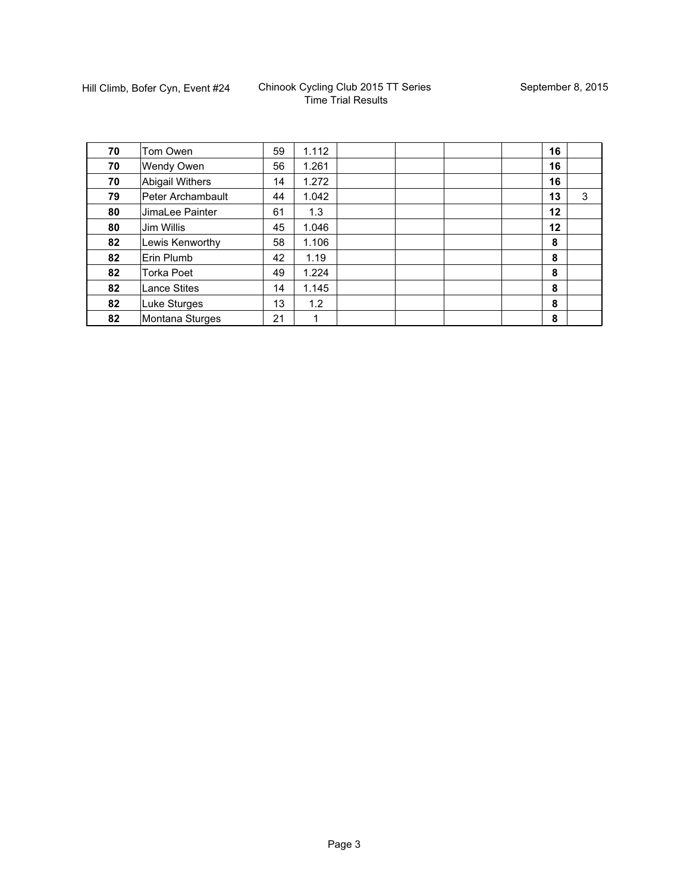| | | | | | | | | | |
|---|---|---|---|---|---|---|---|---|---|
| **70** | Tom Owen | 59 | 1.112 | | | | | **16** | |
| **70** | Wendy Owen | 56 | 1.261 | | | | | **16** | |
| **70** | Abigail Withers | 14 | 1.272 | | | | | **16** | |
| **79** | Peter Archambault | 44 | 1.042 | | | | | **13** | 3 |
| **80** | JimaLee Painter | 61 | 1.3 | | | | | **12** | |
| **80** | Jim Willis | 45 | 1.046 | | | | | **12** | |
| **82** | Lewis Kenworthy | 58 | 1.106 | | | | | **8** | |
| **82** | Erin Plumb | 42 | 1.19 | | | | | **8** | |
| **82** | Torka Poet | 49 | 1.224 | | | | | **8** | |
| **82** | Lance Stites | 14 | 1.145 | | | | | **8** | |
| **82** | Luke Sturges | 13 | 1.2 | | | | | **8** | |
| **82** | Montana Sturges | 21 | 1 | | | | | **8** | |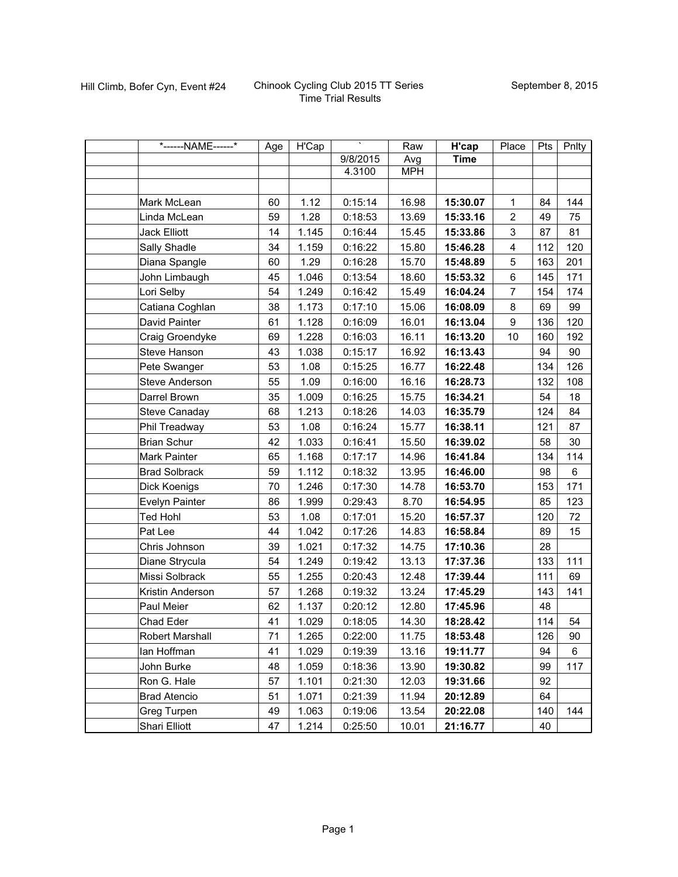Hill Climb, Bofer Cyn, Event #24

Chinook Cycling Club 2015 TT Series
Time Trial Results

September 8, 2015

| *------NAME------* | Age | H'Cap | ` | Raw | **H'cap** | Place | Pts | Pnlty |
|---|---|---|---|---|---|---|---|---|
| | | | 9/8/2015 | Avg | **Time** | | | |
| | | | 4.3100 | MPH | | | | |
| | | | | | | | | |
| Mark McLean | 60 | 1.12 | 0:15:14 | 16.98 | **15:30.07** | 1 | 84 | 144 |
| Linda McLean | 59 | 1.28 | 0:18:53 | 13.69 | **15:33.16** | 2 | 49 | 75 |
| Jack Elliott | 14 | 1.145 | 0:16:44 | 15.45 | **15:33.86** | 3 | 87 | 81 |
| Sally Shadle | 34 | 1.159 | 0:16:22 | 15.80 | **15:46.28** | 4 | 112 | 120 |
| Diana Spangle | 60 | 1.29 | 0:16:28 | 15.70 | **15:48.89** | 5 | 163 | 201 |
| John Limbaugh | 45 | 1.046 | 0:13:54 | 18.60 | **15:53.32** | 6 | 145 | 171 |
| Lori Selby | 54 | 1.249 | 0:16:42 | 15.49 | **16:04.24** | 7 | 154 | 174 |
| Catiana Coghlan | 38 | 1.173 | 0:17:10 | 15.06 | **16:08.09** | 8 | 69 | 99 |
| David Painter | 61 | 1.128 | 0:16:09 | 16.01 | **16:13.04** | 9 | 136 | 120 |
| Craig Groendyke | 69 | 1.228 | 0:16:03 | 16.11 | **16:13.20** | 10 | 160 | 192 |
| Steve Hanson | 43 | 1.038 | 0:15:17 | 16.92 | **16:13.43** | | 94 | 90 |
| Pete Swanger | 53 | 1.08 | 0:15:25 | 16.77 | **16:22.48** | | 134 | 126 |
| Steve Anderson | 55 | 1.09 | 0:16:00 | 16.16 | **16:28.73** | | 132 | 108 |
| Darrel Brown | 35 | 1.009 | 0:16:25 | 15.75 | **16:34.21** | | 54 | 18 |
| Steve Canaday | 68 | 1.213 | 0:18:26 | 14.03 | **16:35.79** | | 124 | 84 |
| Phil Treadway | 53 | 1.08 | 0:16:24 | 15.77 | **16:38.11** | | 121 | 87 |
| Brian Schur | 42 | 1.033 | 0:16:41 | 15.50 | **16:39.02** | | 58 | 30 |
| Mark Painter | 65 | 1.168 | 0:17:17 | 14.96 | **16:41.84** | | 134 | 114 |
| Brad Solbrack | 59 | 1.112 | 0:18:32 | 13.95 | **16:46.00** | | 98 | 6 |
| Dick Koenigs | 70 | 1.246 | 0:17:30 | 14.78 | **16:53.70** | | 153 | 171 |
| Evelyn Painter | 86 | 1.999 | 0:29:43 | 8.70 | **16:54.95** | | 85 | 123 |
| Ted Hohl | 53 | 1.08 | 0:17:01 | 15.20 | **16:57.37** | | 120 | 72 |
| Pat Lee | 44 | 1.042 | 0:17:26 | 14.83 | **16:58.84** | | 89 | 15 |
| Chris Johnson | 39 | 1.021 | 0:17:32 | 14.75 | **17:10.36** | | 28 | |
| Diane Strycula | 54 | 1.249 | 0:19:42 | 13.13 | **17:37.36** | | 133 | 111 |
| Missi Solbrack | 55 | 1.255 | 0:20:43 | 12.48 | **17:39.44** | | 111 | 69 |
| Kristin Anderson | 57 | 1.268 | 0:19:32 | 13.24 | **17:45.29** | | 143 | 141 |
| Paul Meier | 62 | 1.137 | 0:20:12 | 12.80 | **17:45.96** | | 48 | |
| Chad Eder | 41 | 1.029 | 0:18:05 | 14.30 | **18:28.42** | | 114 | 54 |
| Robert Marshall | 71 | 1.265 | 0:22:00 | 11.75 | **18:53.48** | | 126 | 90 |
| Ian Hoffman | 41 | 1.029 | 0:19:39 | 13.16 | **19:11.77** | | 94 | 6 |
| John Burke | 48 | 1.059 | 0:18:36 | 13.90 | **19:30.82** | | 99 | 117 |
| Ron G. Hale | 57 | 1.101 | 0:21:30 | 12.03 | **19:31.66** | | 92 | |
| Brad Atencio | 51 | 1.071 | 0:21:39 | 11.94 | **20:12.89** | | 64 | |
| Greg Turpen | 49 | 1.063 | 0:19:06 | 13.54 | **20:22.08** | | 140 | 144 |
| Shari Elliott | 47 | 1.214 | 0:25:50 | 10.01 | **21:16.77** | | 40 | |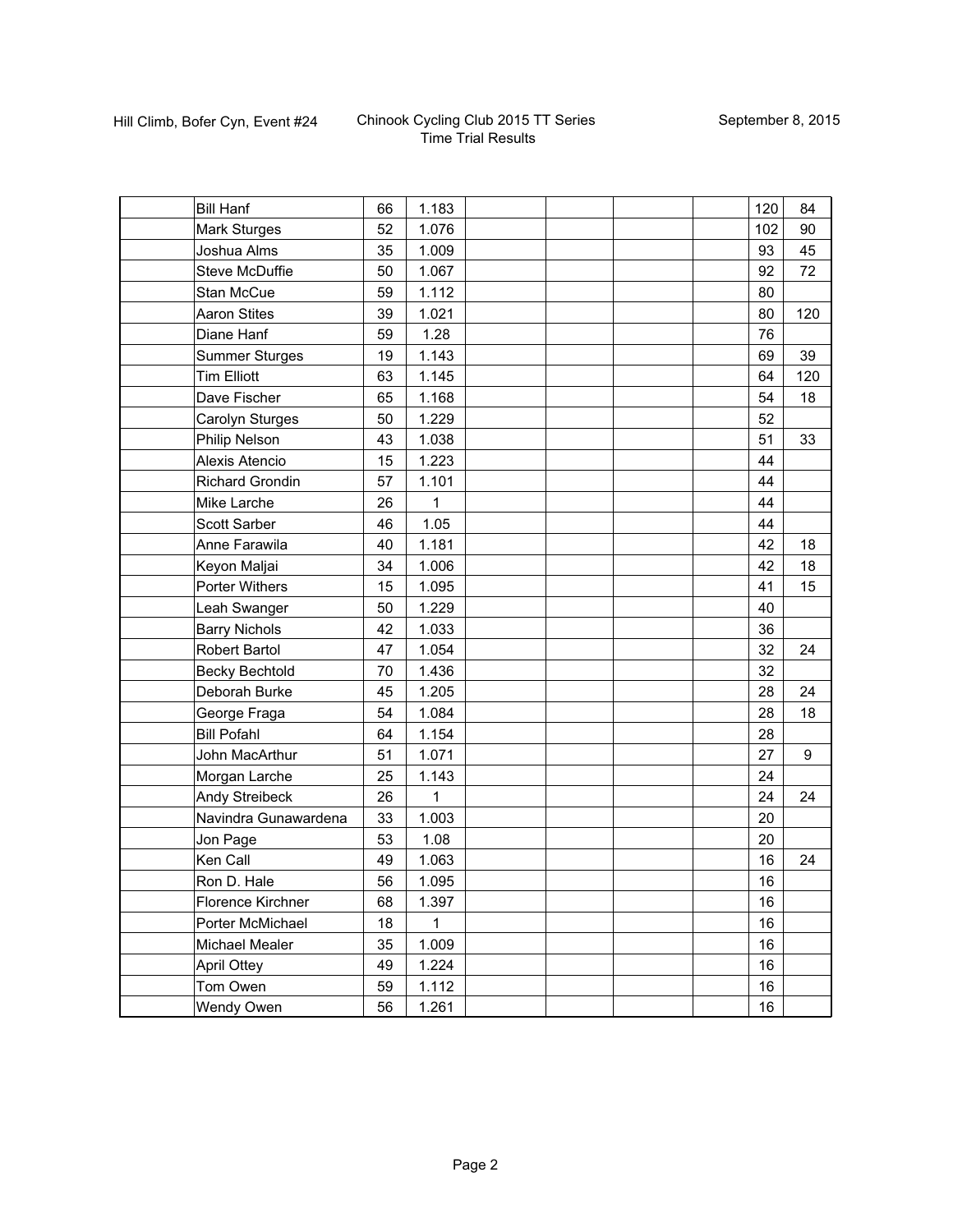Hill Climb, Bofer Cyn, Event #24

Chinook Cycling Club 2015 TT Series
Time Trial Results

September 8, 2015

| | | | | | | | | | |
|---|---|---|---|---|---|---|---|---|---|
| | Bill Hanf | 66 | 1.183 | | | | | 120 | 84 |
| | Mark Sturges | 52 | 1.076 | | | | | 102 | 90 |
| | Joshua Alms | 35 | 1.009 | | | | | 93 | 45 |
| | Steve McDuffie | 50 | 1.067 | | | | | 92 | 72 |
| | Stan McCue | 59 | 1.112 | | | | | 80 | |
| | Aaron Stites | 39 | 1.021 | | | | | 80 | 120 |
| | Diane Hanf | 59 | 1.28 | | | | | 76 | |
| | Summer Sturges | 19 | 1.143 | | | | | 69 | 39 |
| | Tim Elliott | 63 | 1.145 | | | | | 64 | 120 |
| | Dave Fischer | 65 | 1.168 | | | | | 54 | 18 |
| | Carolyn Sturges | 50 | 1.229 | | | | | 52 | |
| | Philip Nelson | 43 | 1.038 | | | | | 51 | 33 |
| | Alexis Atencio | 15 | 1.223 | | | | | 44 | |
| | Richard Grondin | 57 | 1.101 | | | | | 44 | |
| | Mike Larche | 26 | 1 | | | | | 44 | |
| | Scott Sarber | 46 | 1.05 | | | | | 44 | |
| | Anne Farawila | 40 | 1.181 | | | | | 42 | 18 |
| | Keyon Maljai | 34 | 1.006 | | | | | 42 | 18 |
| | Porter Withers | 15 | 1.095 | | | | | 41 | 15 |
| | Leah Swanger | 50 | 1.229 | | | | | 40 | |
| | Barry Nichols | 42 | 1.033 | | | | | 36 | |
| | Robert Bartol | 47 | 1.054 | | | | | 32 | 24 |
| | Becky Bechtold | 70 | 1.436 | | | | | 32 | |
| | Deborah Burke | 45 | 1.205 | | | | | 28 | 24 |
| | George Fraga | 54 | 1.084 | | | | | 28 | 18 |
| | Bill Pofahl | 64 | 1.154 | | | | | 28 | |
| | John MacArthur | 51 | 1.071 | | | | | 27 | 9 |
| | Morgan Larche | 25 | 1.143 | | | | | 24 | |
| | Andy Streibeck | 26 | 1 | | | | | 24 | 24 |
| | Navindra Gunawardena | 33 | 1.003 | | | | | 20 | |
| | Jon Page | 53 | 1.08 | | | | | 20 | |
| | Ken Call | 49 | 1.063 | | | | | 16 | 24 |
| | Ron D. Hale | 56 | 1.095 | | | | | 16 | |
| | Florence Kirchner | 68 | 1.397 | | | | | 16 | |
| | Porter McMichael | 18 | 1 | | | | | 16 | |
| | Michael Mealer | 35 | 1.009 | | | | | 16 | |
| | April Ottey | 49 | 1.224 | | | | | 16 | |
| | Tom Owen | 59 | 1.112 | | | | | 16 | |
| | Wendy Owen | 56 | 1.261 | | | | | 16 | |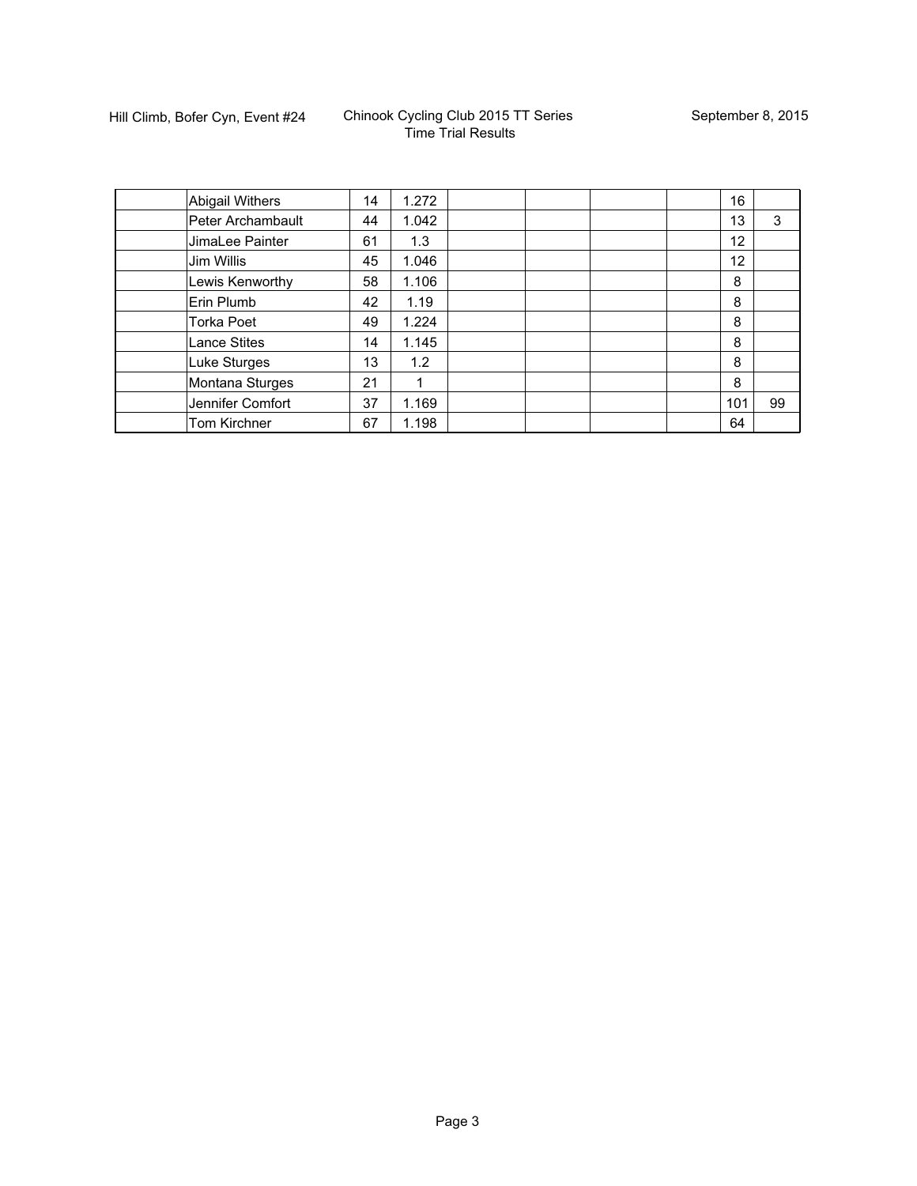| | | | | | | | | | |
|---|---|---|---|---|---|---|---|---|---|
| | Abigail Withers | 14 | 1.272 | | | | | 16 | |
| | Peter Archambault | 44 | 1.042 | | | | | 13 | 3 |
| | JimaLee Painter | 61 | 1.3 | | | | | 12 | |
| | Jim Willis | 45 | 1.046 | | | | | 12 | |
| | Lewis Kenworthy | 58 | 1.106 | | | | | 8 | |
| | Erin Plumb | 42 | 1.19 | | | | | 8 | |
| | Torka Poet | 49 | 1.224 | | | | | 8 | |
| | Lance Stites | 14 | 1.145 | | | | | 8 | |
| | Luke Sturges | 13 | 1.2 | | | | | 8 | |
| | Montana Sturges | 21 | 1 | | | | | 8 | |
| | Jennifer Comfort | 37 | 1.169 | | | | | 101 | 99 |
| | Tom Kirchner | 67 | 1.198 | | | | | 64 | |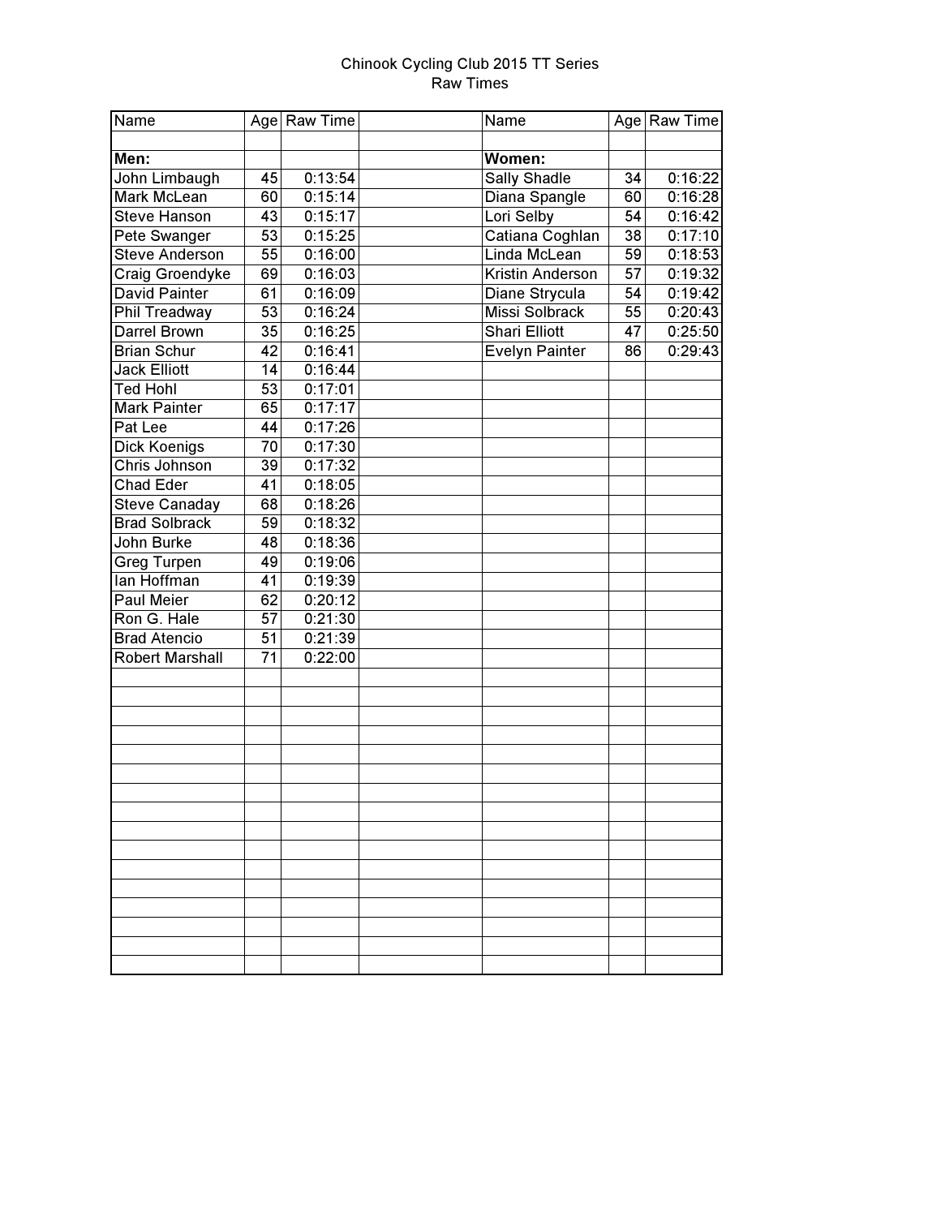Chinook Cycling Club 2015 TT Series
Raw Times

| Name | Age | Raw Time | | Name | Age | Raw Time |
|---|---|---|---|---|---|---|
| | | | | | | |
| **Men:** | | | | **Women:** | | |
| John Limbaugh | 45 | 0:13:54 | | Sally Shadle | 34 | 0:16:22 |
| Mark McLean | 60 | 0:15:14 | | Diana Spangle | 60 | 0:16:28 |
| Steve Hanson | 43 | 0:15:17 | | Lori Selby | 54 | 0:16:42 |
| Pete Swanger | 53 | 0:15:25 | | Catiana Coghlan | 38 | 0:17:10 |
| Steve Anderson | 55 | 0:16:00 | | Linda McLean | 59 | 0:18:53 |
| Craig Groendyke | 69 | 0:16:03 | | Kristin Anderson | 57 | 0:19:32 |
| David Painter | 61 | 0:16:09 | | Diane Strycula | 54 | 0:19:42 |
| Phil Treadway | 53 | 0:16:24 | | Missi Solbrack | 55 | 0:20:43 |
| Darrel Brown | 35 | 0:16:25 | | Shari Elliott | 47 | 0:25:50 |
| Brian Schur | 42 | 0:16:41 | | Evelyn Painter | 86 | 0:29:43 |
| Jack Elliott | 14 | 0:16:44 | | | | |
| Ted Hohl | 53 | 0:17:01 | | | | |
| Mark Painter | 65 | 0:17:17 | | | | |
| Pat Lee | 44 | 0:17:26 | | | | |
| Dick Koenigs | 70 | 0:17:30 | | | | |
| Chris Johnson | 39 | 0:17:32 | | | | |
| Chad Eder | 41 | 0:18:05 | | | | |
| Steve Canaday | 68 | 0:18:26 | | | | |
| Brad Solbrack | 59 | 0:18:32 | | | | |
| John Burke | 48 | 0:18:36 | | | | |
| Greg Turpen | 49 | 0:19:06 | | | | |
| Ian Hoffman | 41 | 0:19:39 | | | | |
| Paul Meier | 62 | 0:20:12 | | | | |
| Ron G. Hale | 57 | 0:21:30 | | | | |
| Brad Atencio | 51 | 0:21:39 | | | | |
| Robert Marshall | 71 | 0:22:00 | | | | |